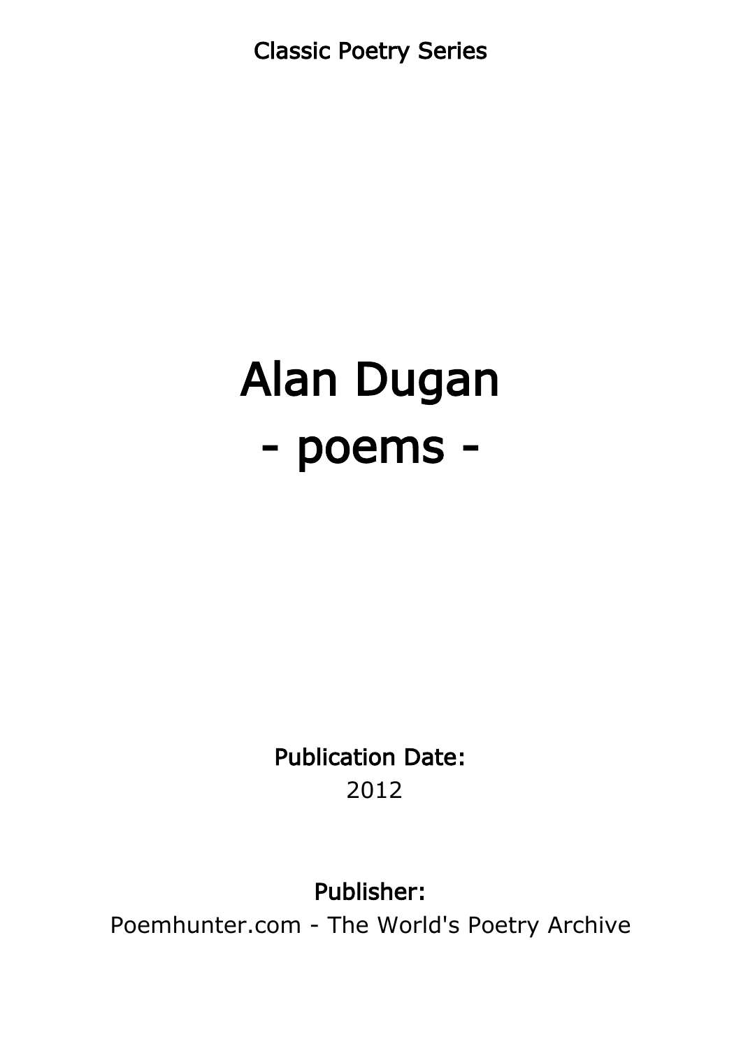Classic Poetry Series

# Alan Dugan
# - poems -

**Publication Date:**
2012

**Publisher:**
Poemhunter.com - The World's Poetry Archive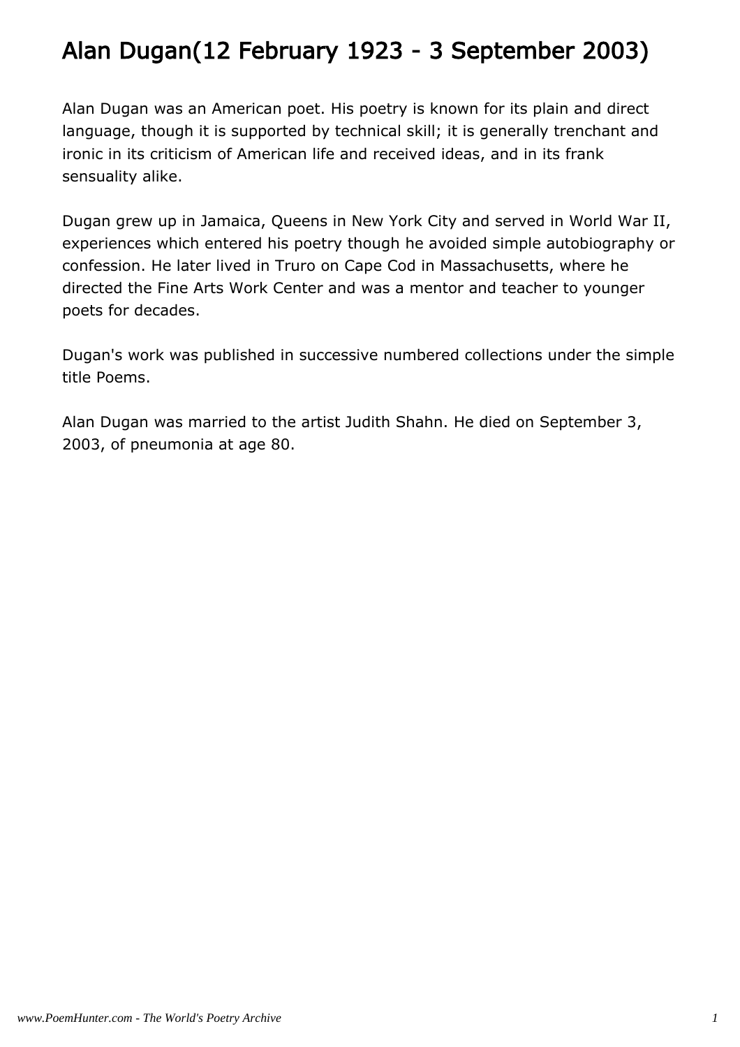# Alan Dugan(12 February 1923 - 3 September 2003)

Alan Dugan was an American poet. His poetry is known for its plain and direct language, though it is supported by technical skill; it is generally trenchant and ironic in its criticism of American life and received ideas, and in its frank sensuality alike.

Dugan grew up in Jamaica, Queens in New York City and served in World War II, experiences which entered his poetry though he avoided simple autobiography or confession. He later lived in Truro on Cape Cod in Massachusetts, where he directed the Fine Arts Work Center and was a mentor and teacher to younger poets for decades.

Dugan's work was published in successive numbered collections under the simple title Poems.

Alan Dugan was married to the artist Judith Shahn. He died on September 3, 2003, of pneumonia at age 80.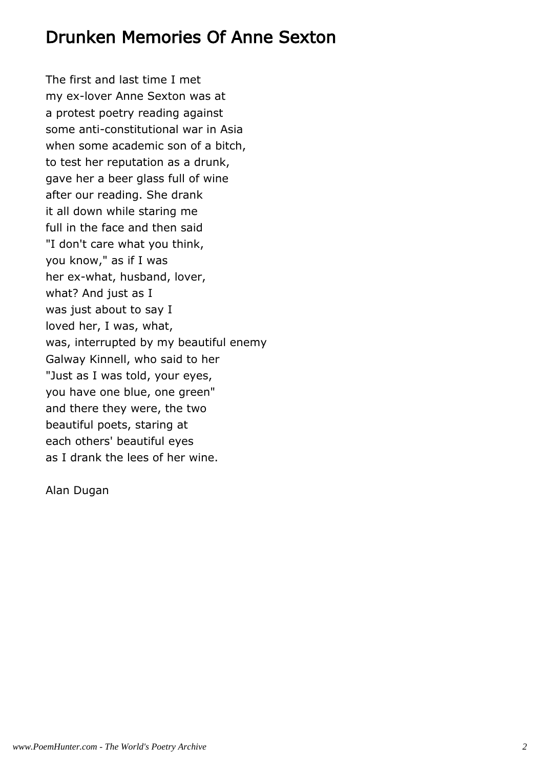# Drunken Memories Of Anne Sexton

The first and last time I met
my ex-lover Anne Sexton was at
a protest poetry reading against
some anti-constitutional war in Asia
when some academic son of a bitch,
to test her reputation as a drunk,
gave her a beer glass full of wine
after our reading. She drank
it all down while staring me
full in the face and then said
"I don't care what you think,
you know," as if I was
her ex-what, husband, lover,
what? And just as I
was just about to say I
loved her, I was, what,
was, interrupted by my beautiful enemy
Galway Kinnell, who said to her
"Just as I was told, your eyes,
you have one blue, one green"
and there they were, the two
beautiful poets, staring at
each others' beautiful eyes
as I drank the lees of her wine.

Alan Dugan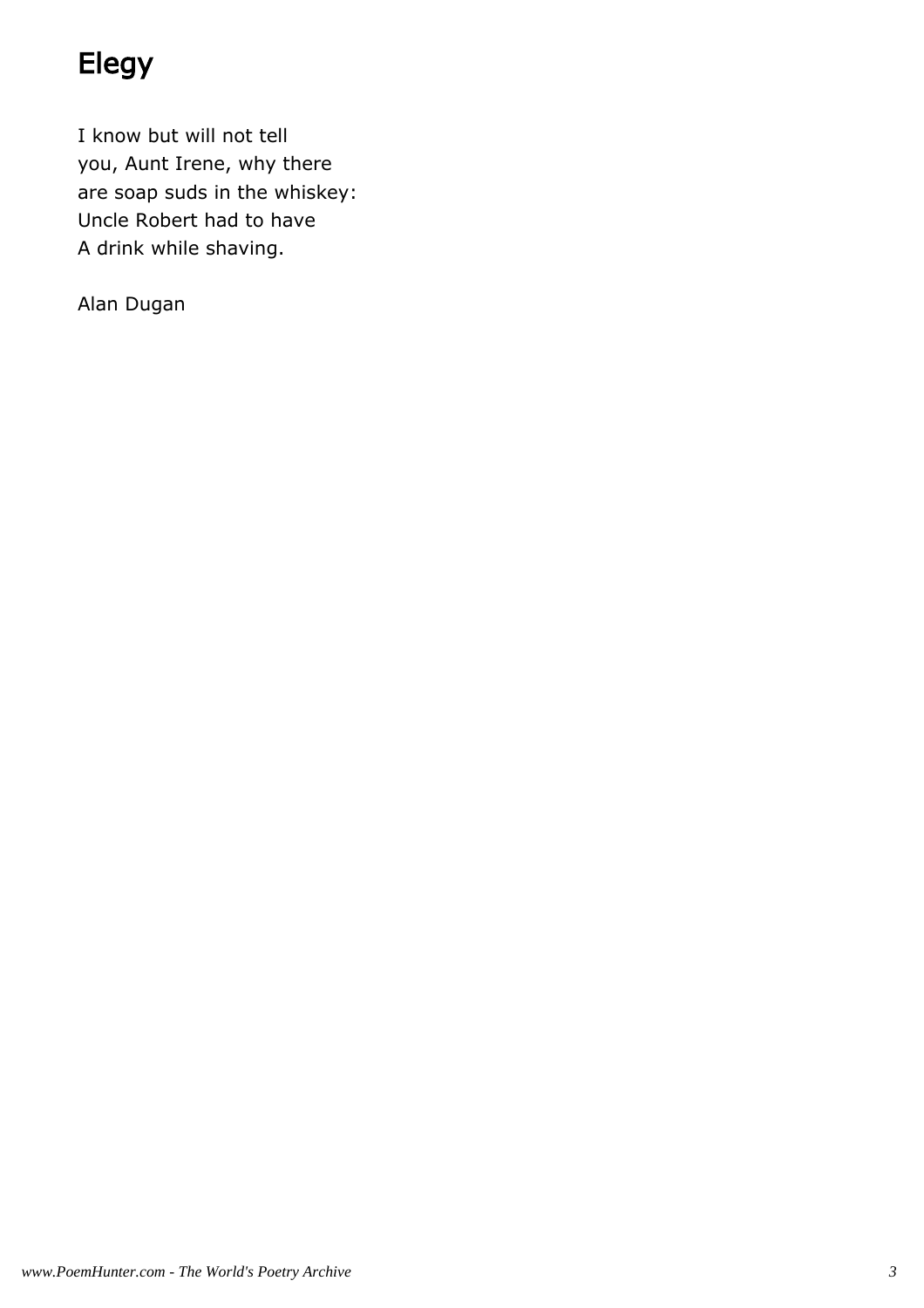# Elegy

I know but will not tell  
you, Aunt Irene, why there  
are soap suds in the whiskey:  
Uncle Robert had to have  
A drink while shaving.

Alan Dugan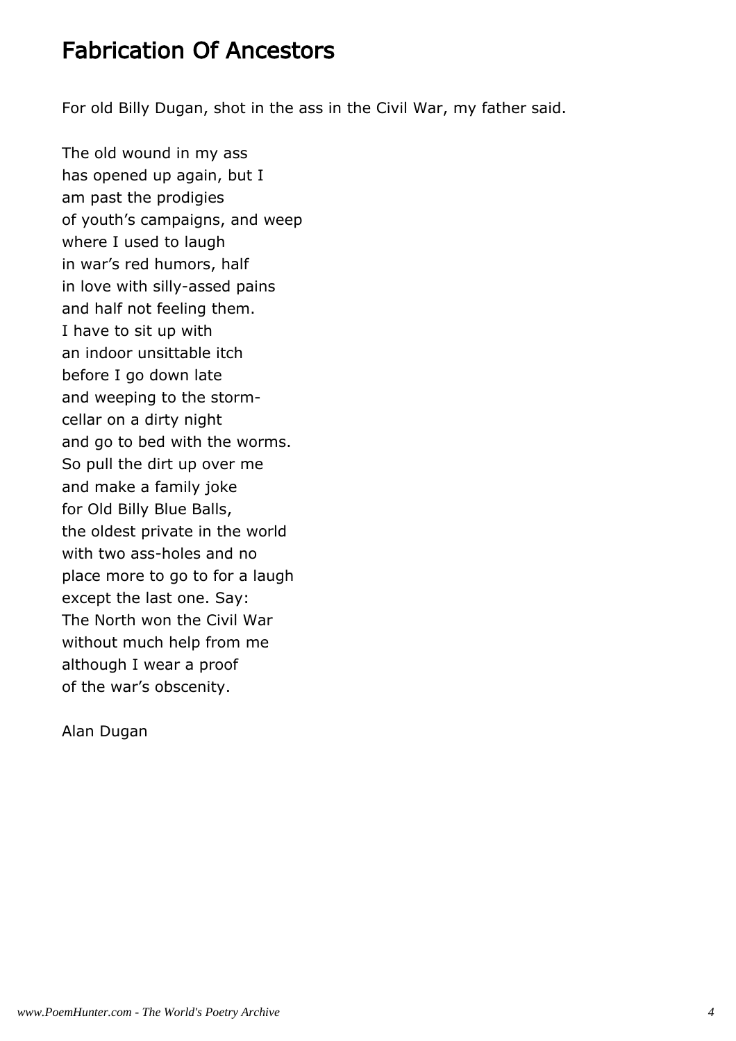## Fabrication Of Ancestors

For old Billy Dugan, shot in the ass in the Civil War, my father said.

The old wound in my ass  
has opened up again, but I  
am past the prodigies  
of youth's campaigns, and weep  
where I used to laugh  
in war's red humors, half  
in love with silly-assed pains  
and half not feeling them.  
I have to sit up with  
an indoor unsittable itch  
before I go down late  
and weeping to the storm-  
cellar on a dirty night  
and go to bed with the worms.  
So pull the dirt up over me  
and make a family joke  
for Old Billy Blue Balls,  
the oldest private in the world  
with two ass-holes and no  
place more to go to for a laugh  
except the last one. Say:  
The North won the Civil War  
without much help from me  
although I wear a proof  
of the war's obscenity.

Alan Dugan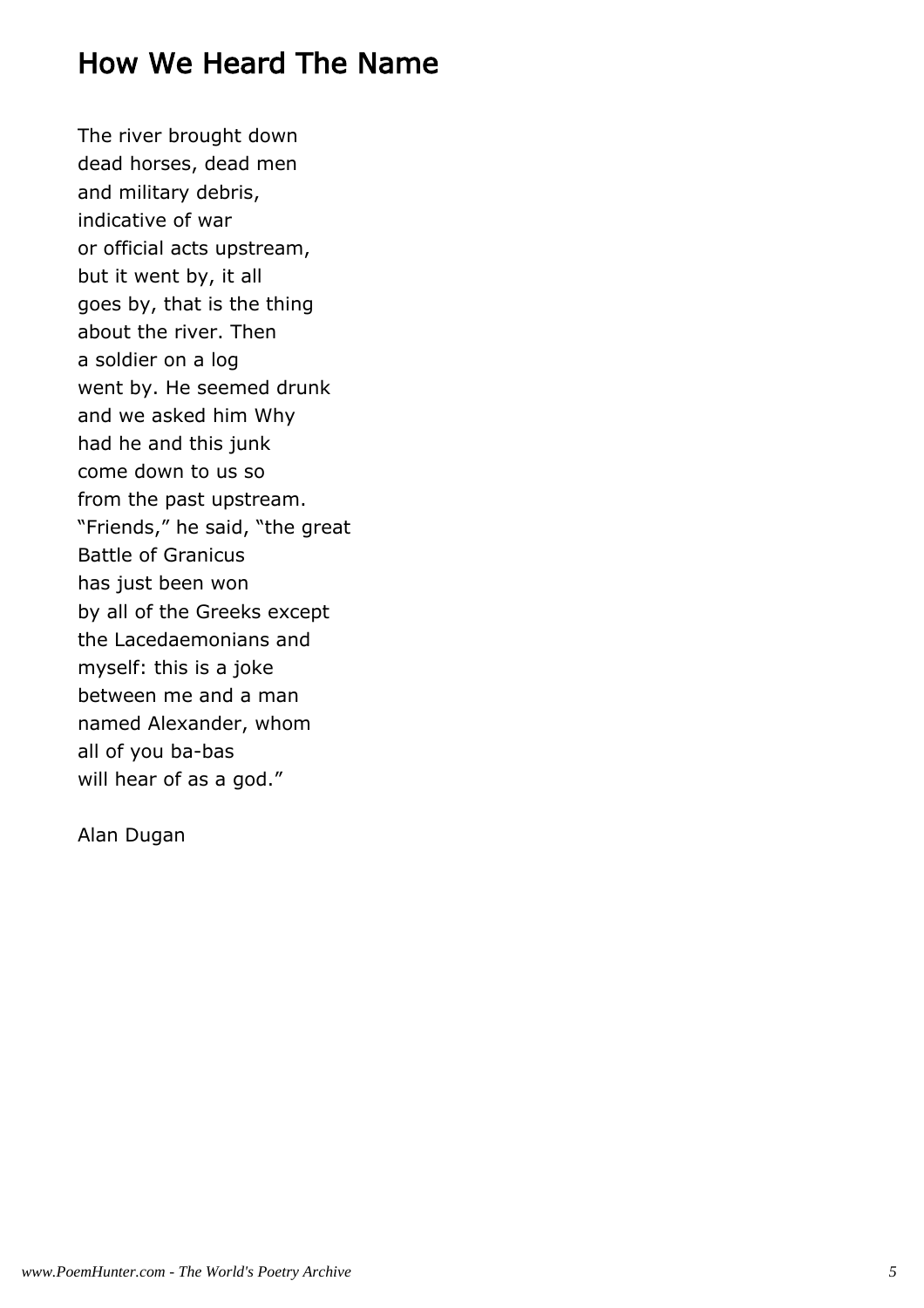# How We Heard The Name

The river brought down  
dead horses, dead men  
and military debris,  
indicative of war  
or official acts upstream,  
but it went by, it all  
goes by, that is the thing  
about the river. Then  
a soldier on a log  
went by. He seemed drunk  
and we asked him Why  
had he and this junk  
come down to us so  
from the past upstream.  
“Friends,” he said, “the great  
Battle of Granicus  
has just been won  
by all of the Greeks except  
the Lacedaemonians and  
myself: this is a joke  
between me and a man  
named Alexander, whom  
all of you ba-bas  
will hear of as a god.”

Alan Dugan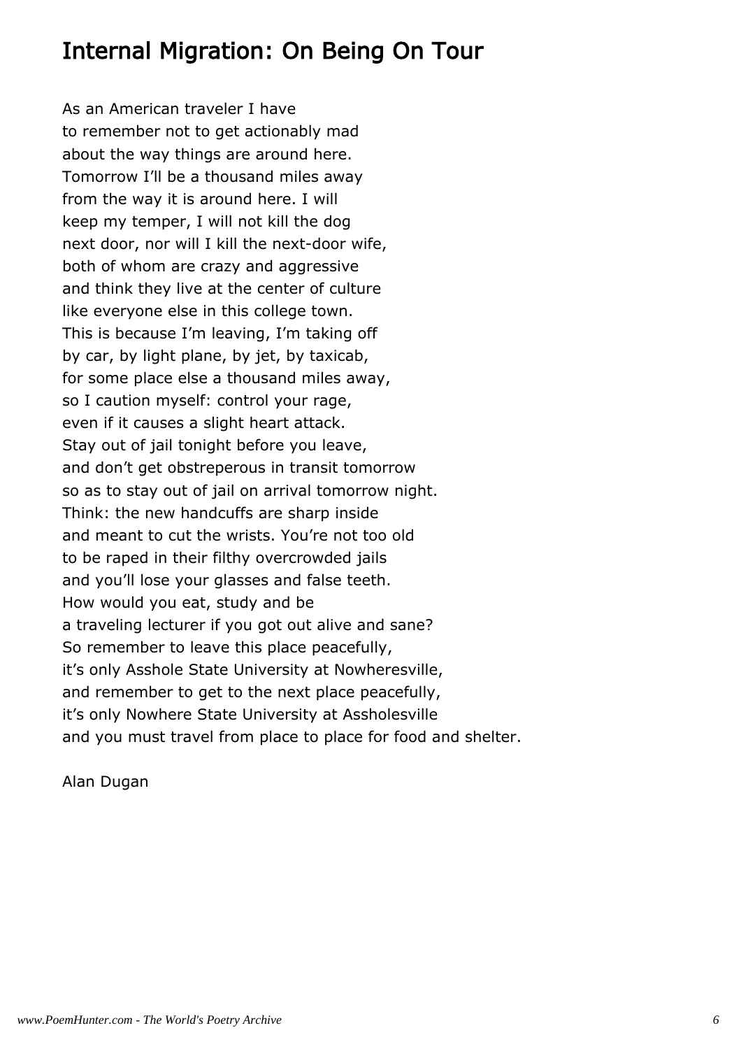## Internal Migration: On Being On Tour

As an American traveler I have
to remember not to get actionably mad
about the way things are around here.
Tomorrow I'll be a thousand miles away
from the way it is around here. I will
keep my temper, I will not kill the dog
next door, nor will I kill the next-door wife,
both of whom are crazy and aggressive
and think they live at the center of culture
like everyone else in this college town.
This is because I'm leaving, I'm taking off
by car, by light plane, by jet, by taxicab,
for some place else a thousand miles away,
so I caution myself: control your rage,
even if it causes a slight heart attack.
Stay out of jail tonight before you leave,
and don't get obstreperous in transit tomorrow
so as to stay out of jail on arrival tomorrow night.
Think: the new handcuffs are sharp inside
and meant to cut the wrists. You're not too old
to be raped in their filthy overcrowded jails
and you'll lose your glasses and false teeth.
How would you eat, study and be
a traveling lecturer if you got out alive and sane?
So remember to leave this place peacefully,
it's only Asshole State University at Nowheresville,
and remember to get to the next place peacefully,
it's only Nowhere State University at Assholesville
and you must travel from place to place for food and shelter.

Alan Dugan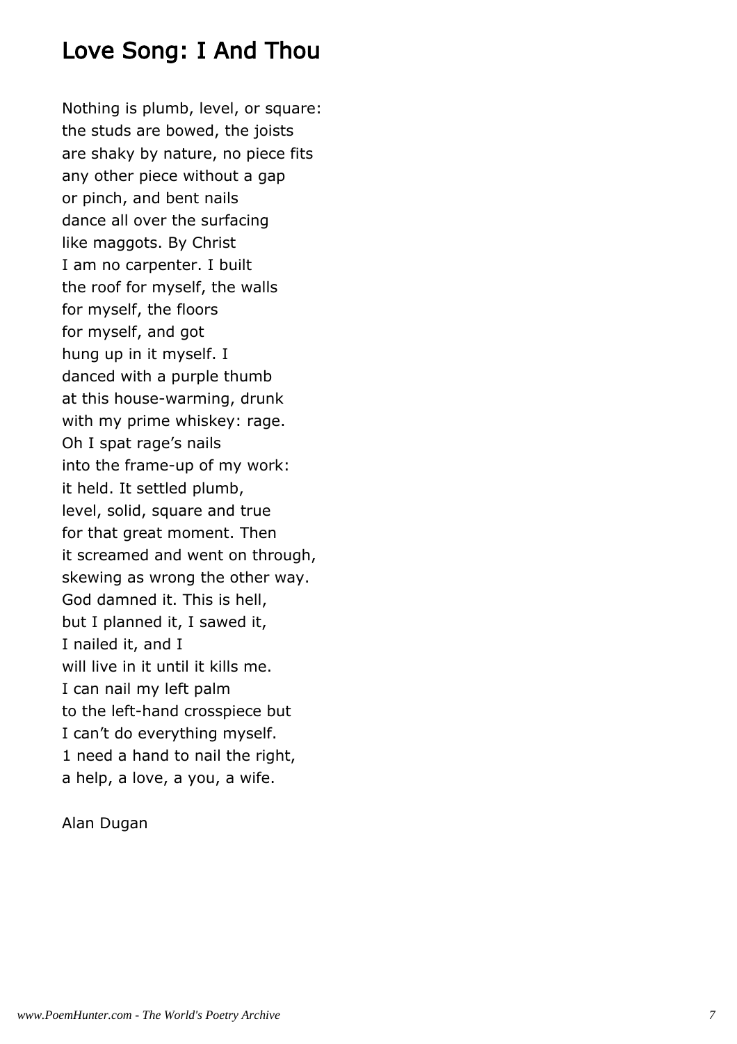# Love Song: I And Thou

Nothing is plumb, level, or square:  
the studs are bowed, the joists  
are shaky by nature, no piece fits  
any other piece without a gap  
or pinch, and bent nails  
dance all over the surfacing  
like maggots. By Christ  
I am no carpenter. I built  
the roof for myself, the walls  
for myself, the floors  
for myself, and got  
hung up in it myself. I  
danced with a purple thumb  
at this house-warming, drunk  
with my prime whiskey: rage.  
Oh I spat rage's nails  
into the frame-up of my work:  
it held. It settled plumb,  
level, solid, square and true  
for that great moment. Then  
it screamed and went on through,  
skewing as wrong the other way.  
God damned it. This is hell,  
but I planned it, I sawed it,  
I nailed it, and I  
will live in it until it kills me.  
I can nail my left palm  
to the left-hand crosspiece but  
I can't do everything myself.  
1 need a hand to nail the right,  
a help, a love, a you, a wife.

Alan Dugan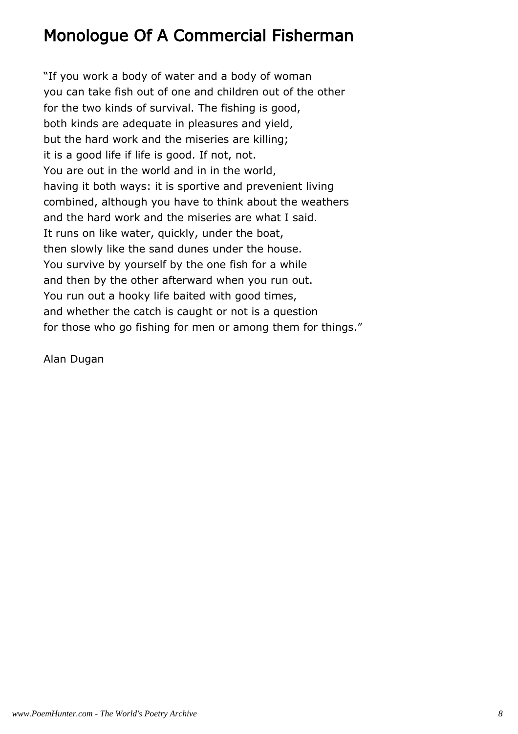# Monologue Of A Commercial Fisherman

"If you work a body of water and a body of woman  
you can take fish out of one and children out of the other  
for the two kinds of survival. The fishing is good,  
both kinds are adequate in pleasures and yield,  
but the hard work and the miseries are killing;  
it is a good life if life is good. If not, not.  
You are out in the world and in in the world,  
having it both ways: it is sportive and prevenient living  
combined, although you have to think about the weathers  
and the hard work and the miseries are what I said.  
It runs on like water, quickly, under the boat,  
then slowly like the sand dunes under the house.  
You survive by yourself by the one fish for a while  
and then by the other afterward when you run out.  
You run out a hooky life baited with good times,  
and whether the catch is caught or not is a question  
for those who go fishing for men or among them for things."

Alan Dugan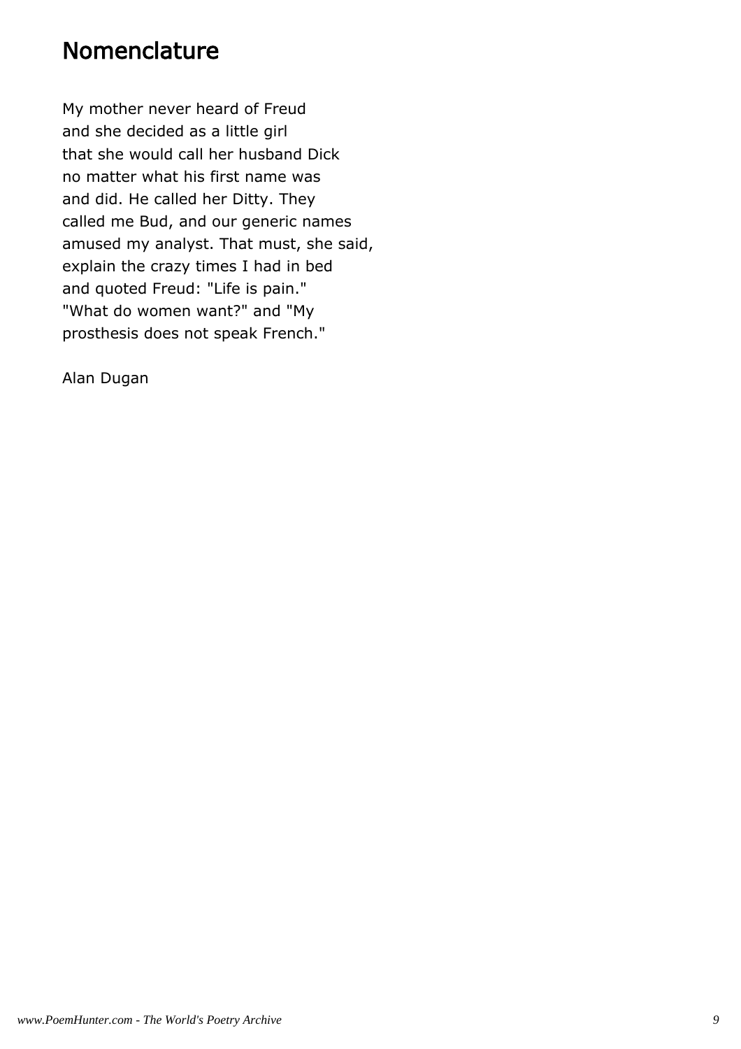# Nomenclature

My mother never heard of Freud  
and she decided as a little girl  
that she would call her husband Dick  
no matter what his first name was  
and did. He called her Ditty. They  
called me Bud, and our generic names  
amused my analyst. That must, she said,  
explain the crazy times I had in bed  
and quoted Freud: "Life is pain."  
"What do women want?" and "My  
prosthesis does not speak French."

Alan Dugan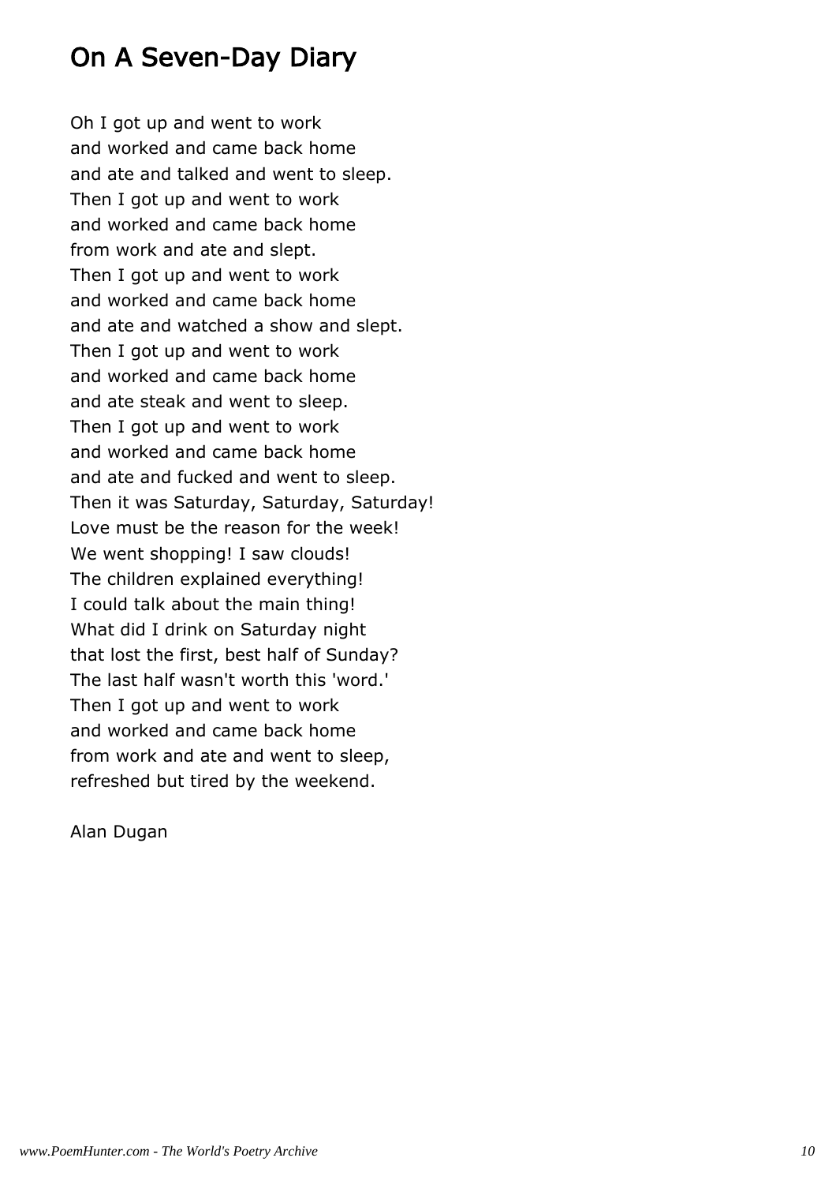# On A Seven-Day Diary

Oh I got up and went to work  
and worked and came back home  
and ate and talked and went to sleep.  
Then I got up and went to work  
and worked and came back home  
from work and ate and slept.  
Then I got up and went to work  
and worked and came back home  
and ate and watched a show and slept.  
Then I got up and went to work  
and worked and came back home  
and ate steak and went to sleep.  
Then I got up and went to work  
and worked and came back home  
and ate and fucked and went to sleep.  
Then it was Saturday, Saturday, Saturday!  
Love must be the reason for the week!  
We went shopping! I saw clouds!  
The children explained everything!  
I could talk about the main thing!  
What did I drink on Saturday night  
that lost the first, best half of Sunday?  
The last half wasn't worth this 'word.'  
Then I got up and went to work  
and worked and came back home  
from work and ate and went to sleep,  
refreshed but tired by the weekend.

Alan Dugan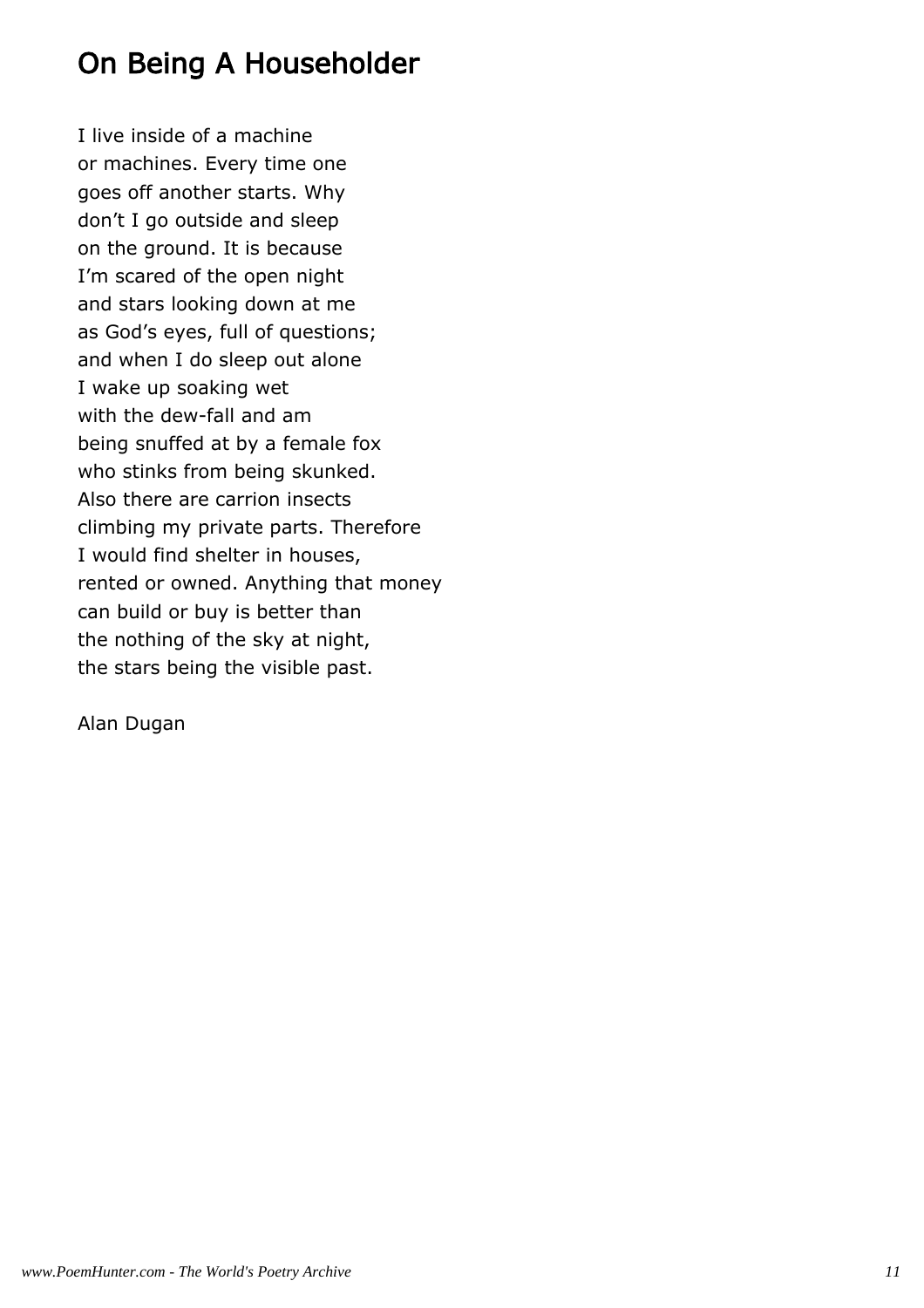# On Being A Householder

I live inside of a machine
or machines. Every time one
goes off another starts. Why
don’t I go outside and sleep
on the ground. It is because
I’m scared of the open night
and stars looking down at me
as God’s eyes, full of questions;
and when I do sleep out alone
I wake up soaking wet
with the dew-fall and am
being snuffed at by a female fox
who stinks from being skunked.
Also there are carrion insects
climbing my private parts. Therefore
I would find shelter in houses,
rented or owned. Anything that money
can build or buy is better than
the nothing of the sky at night,
the stars being the visible past.

Alan Dugan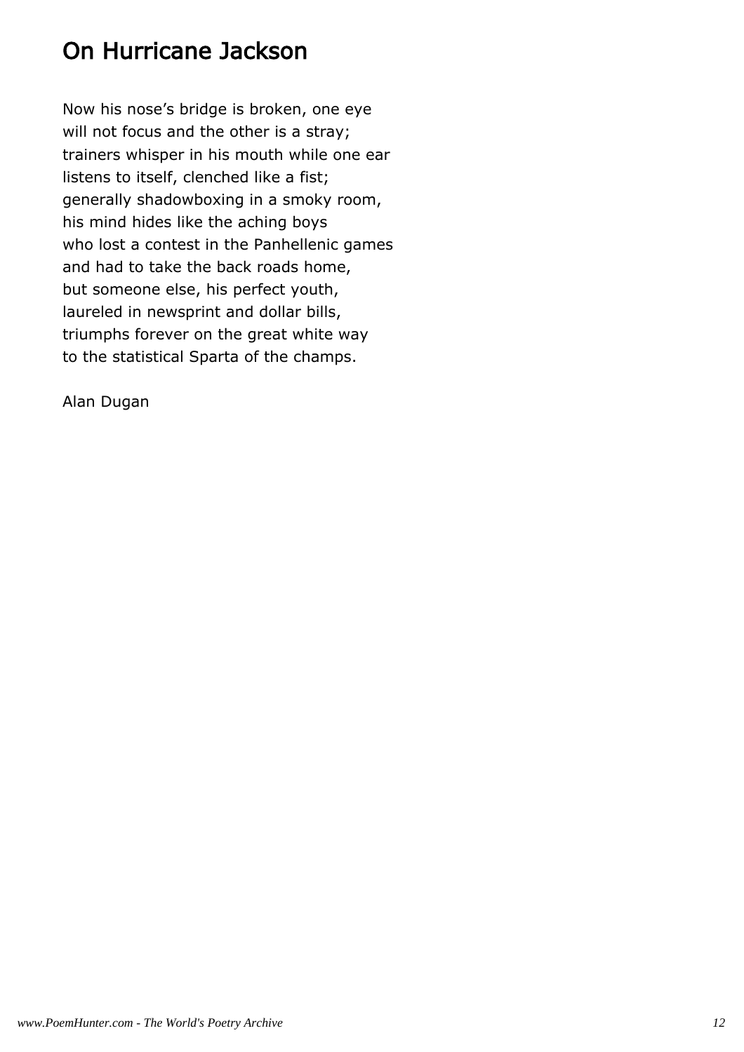# On Hurricane Jackson

Now his nose's bridge is broken, one eye
will not focus and the other is a stray;
trainers whisper in his mouth while one ear
listens to itself, clenched like a fist;
generally shadowboxing in a smoky room,
his mind hides like the aching boys
who lost a contest in the Panhellenic games
and had to take the back roads home,
but someone else, his perfect youth,
laureled in newsprint and dollar bills,
triumphs forever on the great white way
to the statistical Sparta of the champs.

Alan Dugan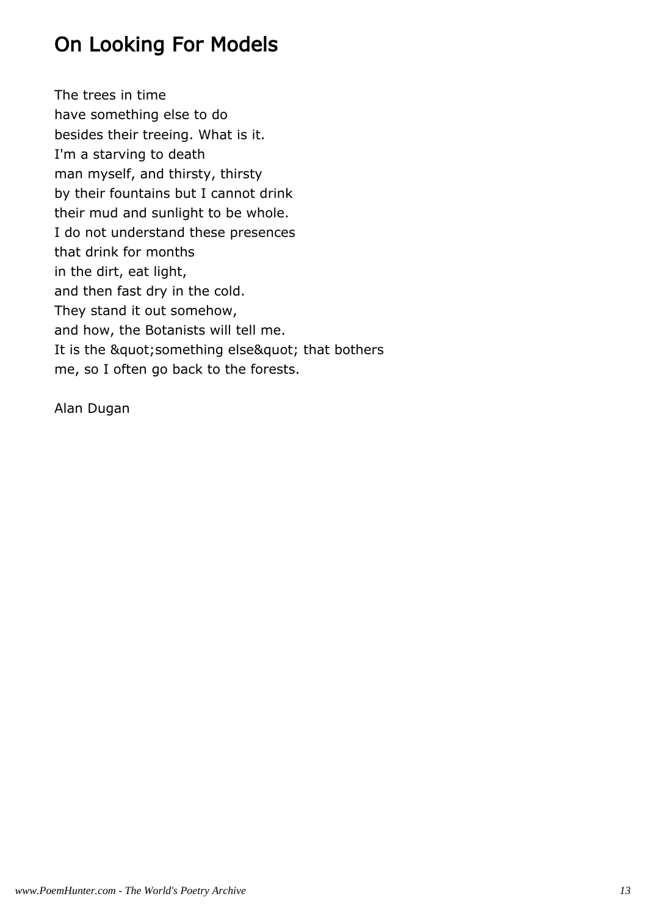## On Looking For Models

The trees in time  
have something else to do  
besides their treeing. What is it.  
I'm a starving to death  
man myself, and thirsty, thirsty  
by their fountains but I cannot drink  
their mud and sunlight to be whole.  
I do not understand these presences  
that drink for months  
in the dirt, eat light,  
and then fast dry in the cold.  
They stand it out somehow,  
and how, the Botanists will tell me.  
It is the &quot;something else&quot; that bothers  
me, so I often go back to the forests.

Alan Dugan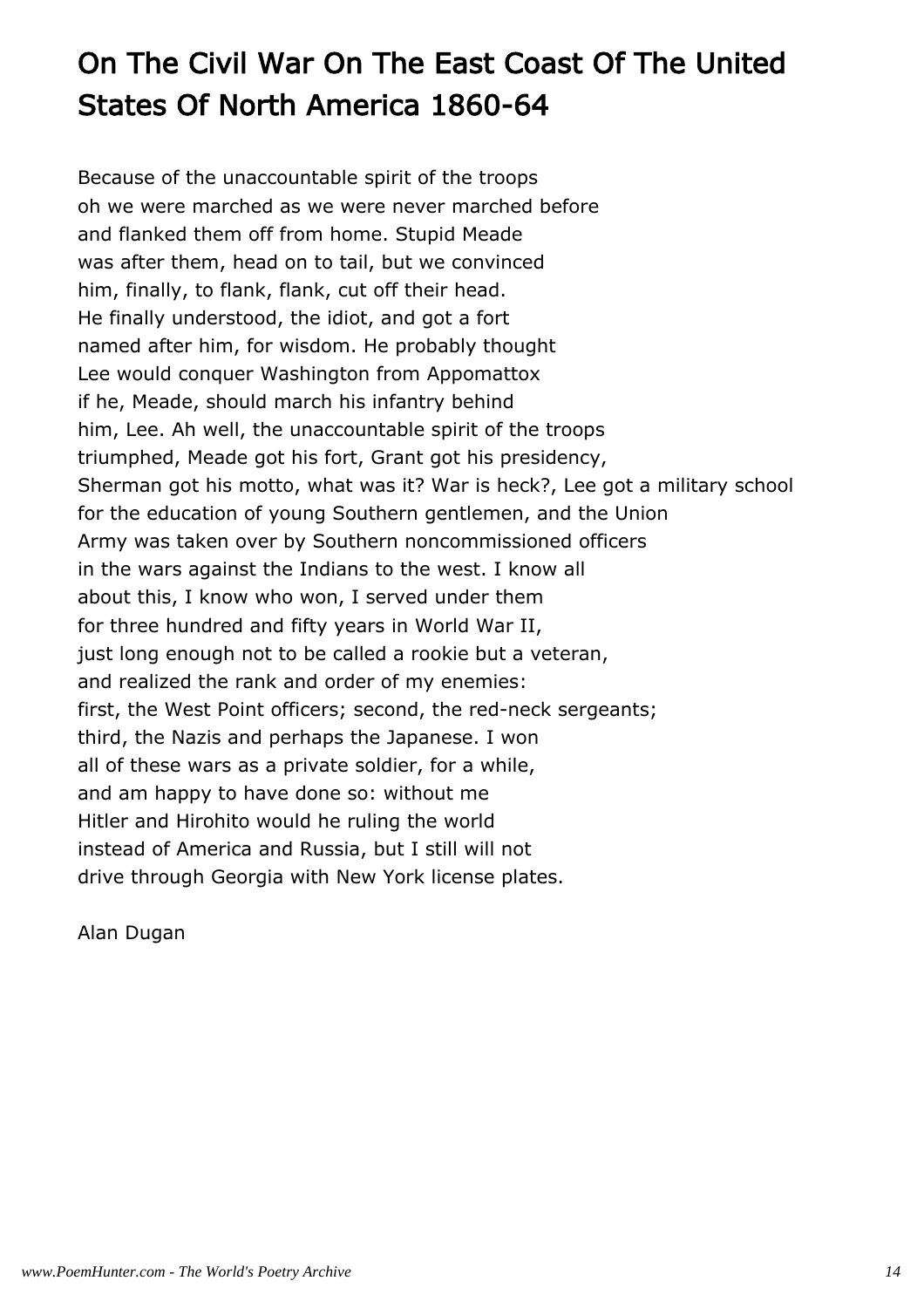# On The Civil War On The East Coast Of The United States Of North America 1860-64

Because of the unaccountable spirit of the troops
oh we were marched as we were never marched before
and flanked them off from home. Stupid Meade
was after them, head on to tail, but we convinced
him, finally, to flank, flank, cut off their head.
He finally understood, the idiot, and got a fort
named after him, for wisdom. He probably thought
Lee would conquer Washington from Appomattox
if he, Meade, should march his infantry behind
him, Lee. Ah well, the unaccountable spirit of the troops
triumphed, Meade got his fort, Grant got his presidency,
Sherman got his motto, what was it? War is heck?, Lee got a military school
for the education of young Southern gentlemen, and the Union
Army was taken over by Southern noncommissioned officers
in the wars against the Indians to the west. I know all
about this, I know who won, I served under them
for three hundred and fifty years in World War II,
just long enough not to be called a rookie but a veteran,
and realized the rank and order of my enemies:
first, the West Point officers; second, the red-neck sergeants;
third, the Nazis and perhaps the Japanese. I won
all of these wars as a private soldier, for a while,
and am happy to have done so: without me
Hitler and Hirohito would he ruling the world
instead of America and Russia, but I still will not
drive through Georgia with New York license plates.

Alan Dugan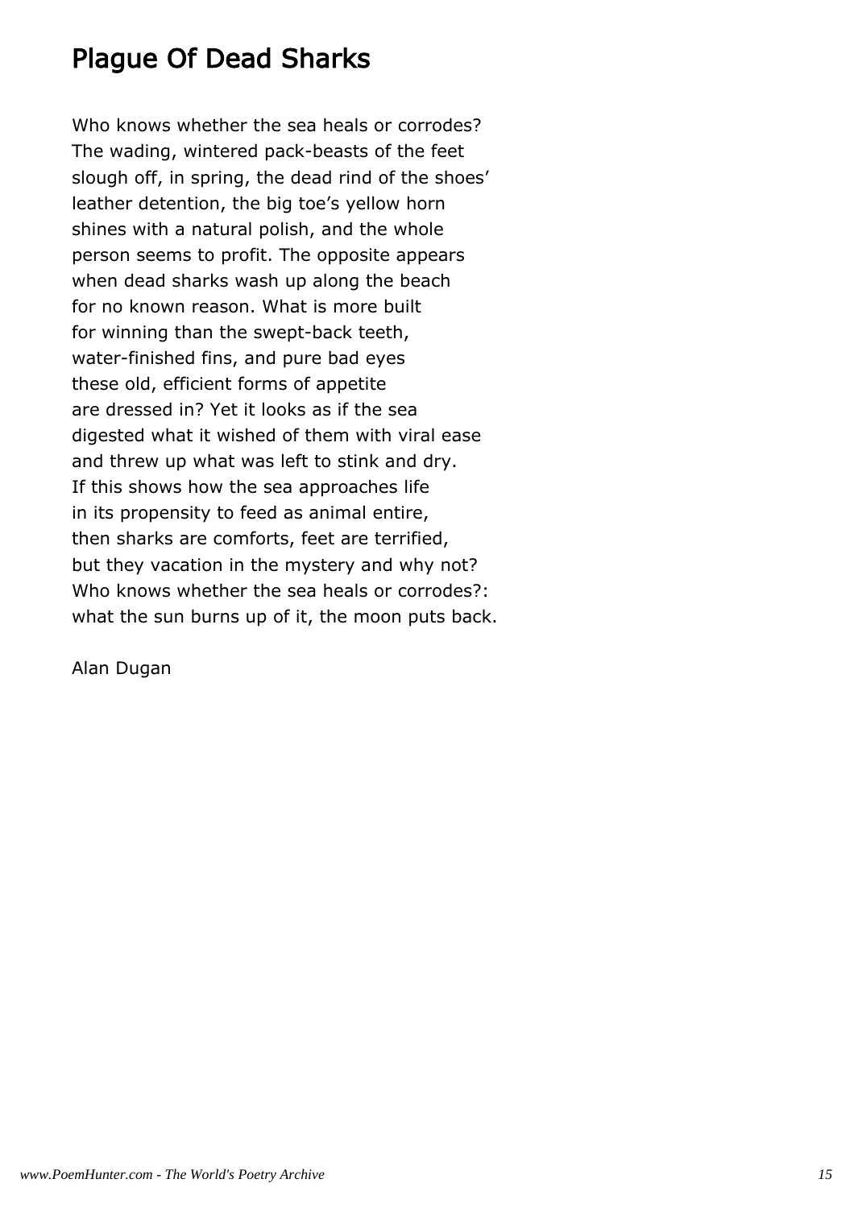## Plague Of Dead Sharks

Who knows whether the sea heals or corrodes?  
The wading, wintered pack-beasts of the feet  
slough off, in spring, the dead rind of the shoes'  
leather detention, the big toe's yellow horn  
shines with a natural polish, and the whole  
person seems to profit. The opposite appears  
when dead sharks wash up along the beach  
for no known reason. What is more built  
for winning than the swept-back teeth,  
water-finished fins, and pure bad eyes  
these old, efficient forms of appetite  
are dressed in? Yet it looks as if the sea  
digested what it wished of them with viral ease  
and threw up what was left to stink and dry.  
If this shows how the sea approaches life  
in its propensity to feed as animal entire,  
then sharks are comforts, feet are terrified,  
but they vacation in the mystery and why not?  
Who knows whether the sea heals or corrodes?:  
what the sun burns up of it, the moon puts back.

Alan Dugan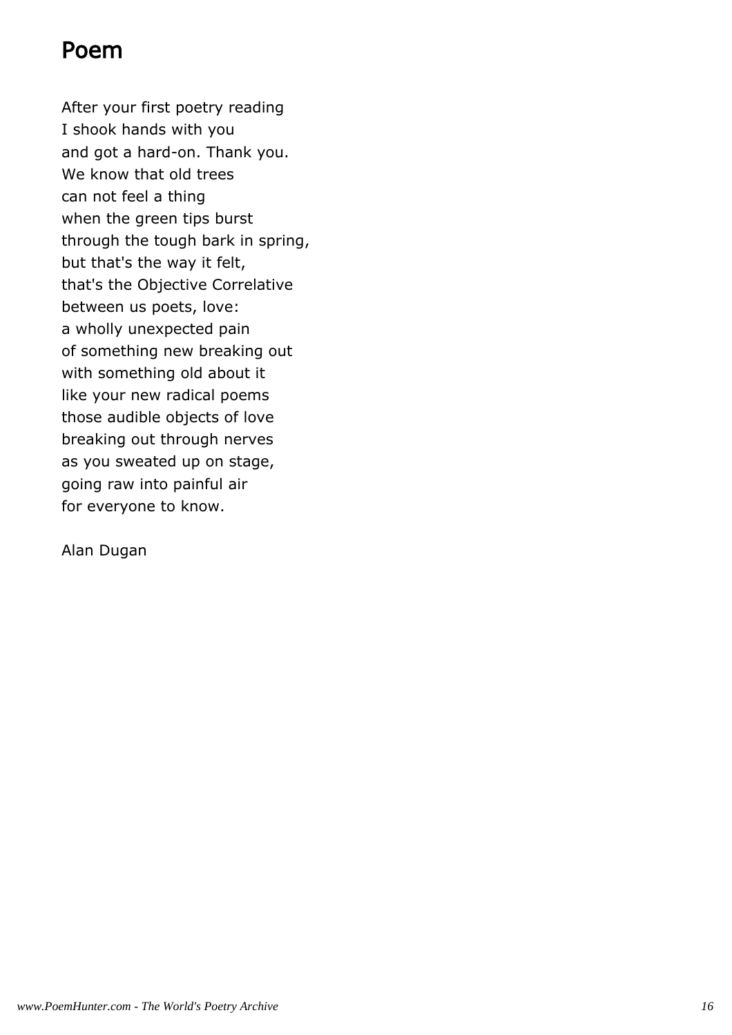# Poem

After your first poetry reading
I shook hands with you
and got a hard-on. Thank you.
We know that old trees
can not feel a thing
when the green tips burst
through the tough bark in spring,
but that's the way it felt,
that's the Objective Correlative
between us poets, love:
a wholly unexpected pain
of something new breaking out
with something old about it
like your new radical poems
those audible objects of love
breaking out through nerves
as you sweated up on stage,
going raw into painful air
for everyone to know.

Alan Dugan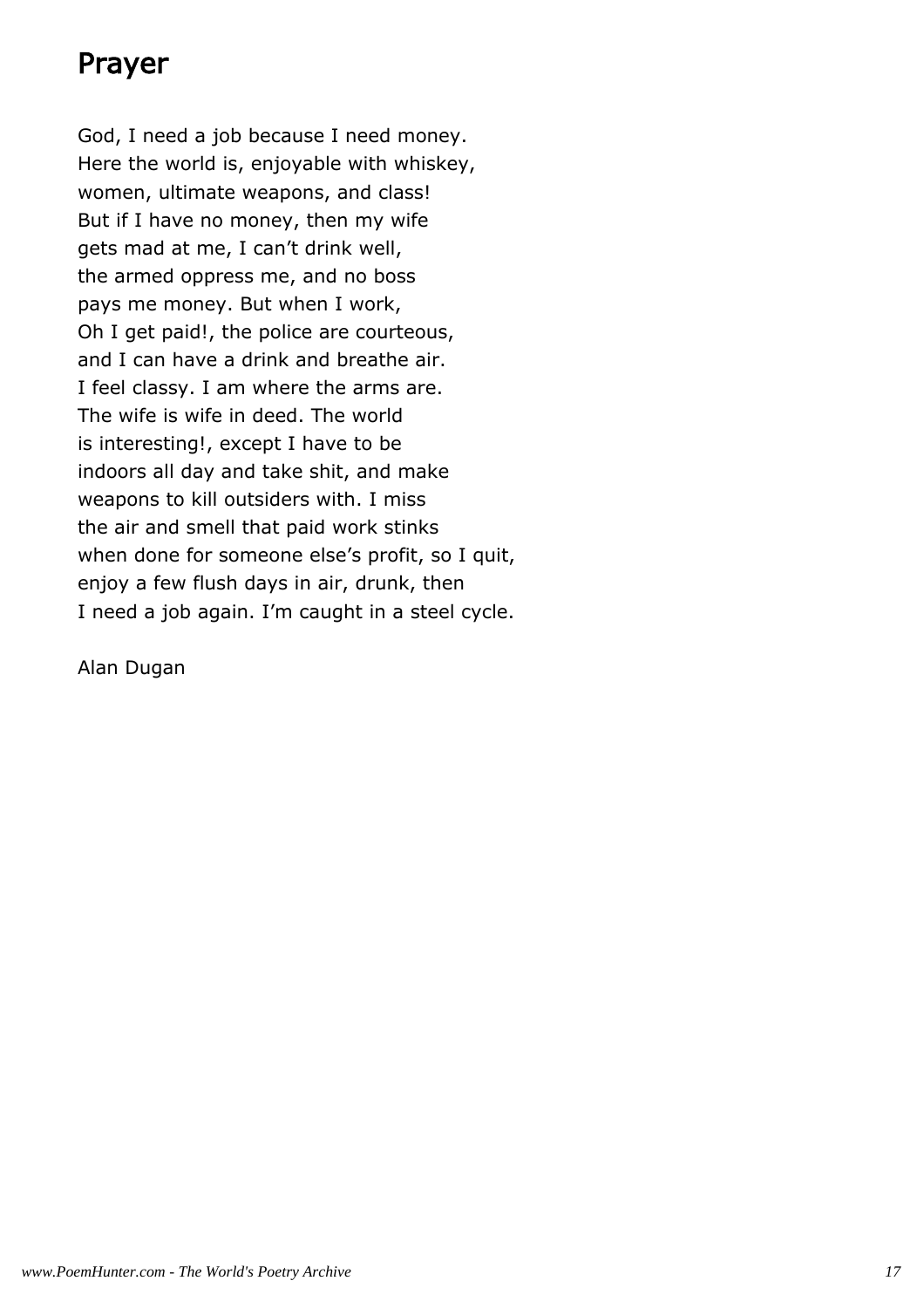# Prayer

God, I need a job because I need money.
Here the world is, enjoyable with whiskey,
women, ultimate weapons, and class!
But if I have no money, then my wife
gets mad at me, I can't drink well,
the armed oppress me, and no boss
pays me money. But when I work,
Oh I get paid!, the police are courteous,
and I can have a drink and breathe air.
I feel classy. I am where the arms are.
The wife is wife in deed. The world
is interesting!, except I have to be
indoors all day and take shit, and make
weapons to kill outsiders with. I miss
the air and smell that paid work stinks
when done for someone else's profit, so I quit,
enjoy a few flush days in air, drunk, then
I need a job again. I'm caught in a steel cycle.

Alan Dugan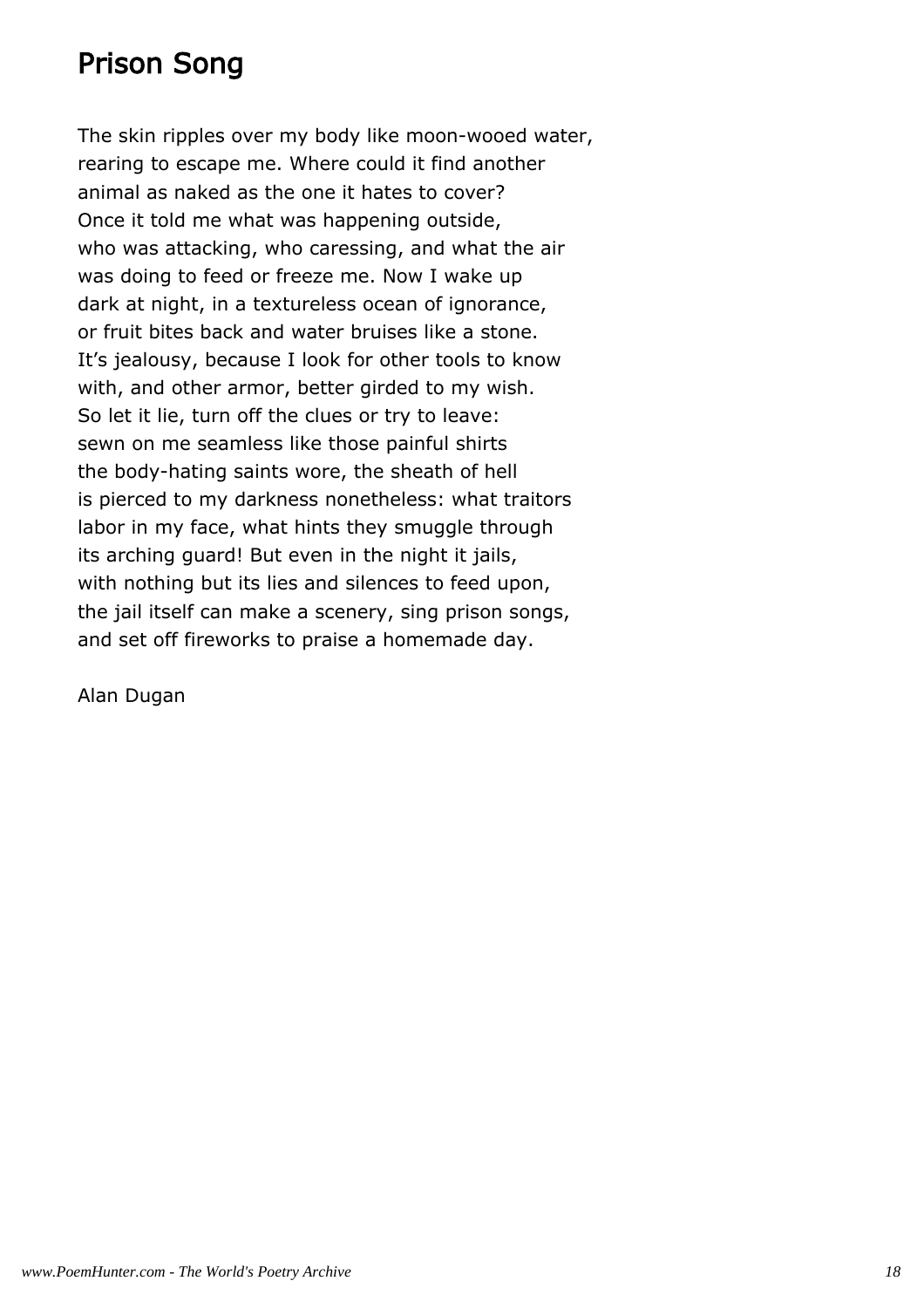# Prison Song

The skin ripples over my body like moon-wooed water,
rearing to escape me. Where could it find another
animal as naked as the one it hates to cover?
Once it told me what was happening outside,
who was attacking, who caressing, and what the air
was doing to feed or freeze me. Now I wake up
dark at night, in a textureless ocean of ignorance,
or fruit bites back and water bruises like a stone.
It's jealousy, because I look for other tools to know
with, and other armor, better girded to my wish.
So let it lie, turn off the clues or try to leave:
sewn on me seamless like those painful shirts
the body-hating saints wore, the sheath of hell
is pierced to my darkness nonetheless: what traitors
labor in my face, what hints they smuggle through
its arching guard! But even in the night it jails,
with nothing but its lies and silences to feed upon,
the jail itself can make a scenery, sing prison songs,
and set off fireworks to praise a homemade day.

Alan Dugan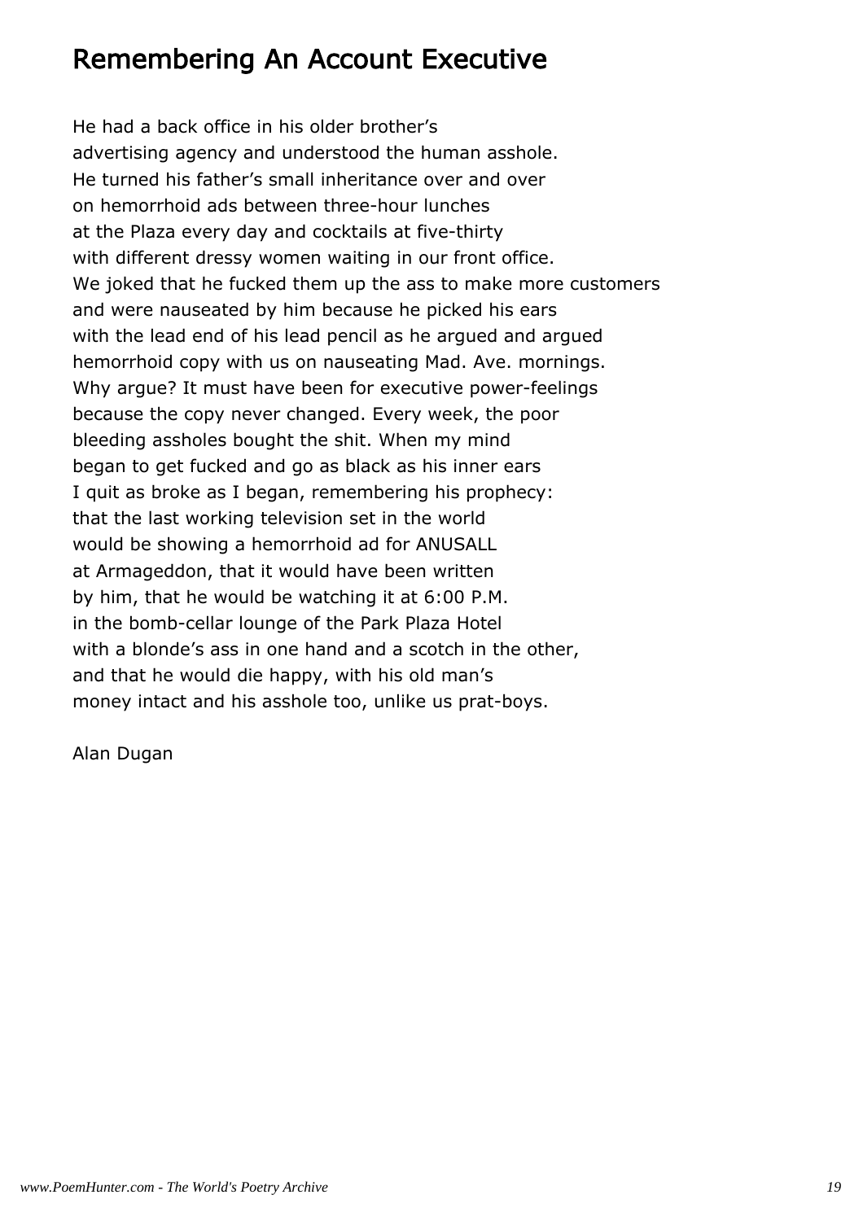## Remembering An Account Executive

He had a back office in his older brother's
advertising agency and understood the human asshole.
He turned his father's small inheritance over and over
on hemorrhoid ads between three-hour lunches
at the Plaza every day and cocktails at five-thirty
with different dressy women waiting in our front office.
We joked that he fucked them up the ass to make more customers
and were nauseated by him because he picked his ears
with the lead end of his lead pencil as he argued and argued
hemorrhoid copy with us on nauseating Mad. Ave. mornings.
Why argue? It must have been for executive power-feelings
because the copy never changed. Every week, the poor
bleeding assholes bought the shit. When my mind
began to get fucked and go as black as his inner ears
I quit as broke as I began, remembering his prophecy:
that the last working television set in the world
would be showing a hemorrhoid ad for ANUSALL
at Armageddon, that it would have been written
by him, that he would be watching it at 6:00 P.M.
in the bomb-cellar lounge of the Park Plaza Hotel
with a blonde's ass in one hand and a scotch in the other,
and that he would die happy, with his old man's
money intact and his asshole too, unlike us prat-boys.

Alan Dugan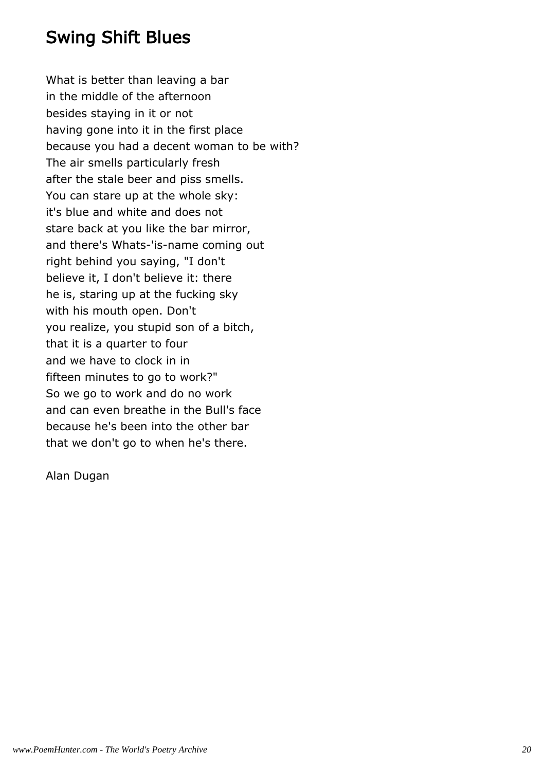## Swing Shift Blues

What is better than leaving a bar
in the middle of the afternoon
besides staying in it or not
having gone into it in the first place
because you had a decent woman to be with?
The air smells particularly fresh
after the stale beer and piss smells.
You can stare up at the whole sky:
it's blue and white and does not
stare back at you like the bar mirror,
and there's Whats-'is-name coming out
right behind you saying, "I don't
believe it, I don't believe it: there
he is, staring up at the fucking sky
with his mouth open. Don't
you realize, you stupid son of a bitch,
that it is a quarter to four
and we have to clock in in
fifteen minutes to go to work?"
So we go to work and do no work
and can even breathe in the Bull's face
because he's been into the other bar
that we don't go to when he's there.

Alan Dugan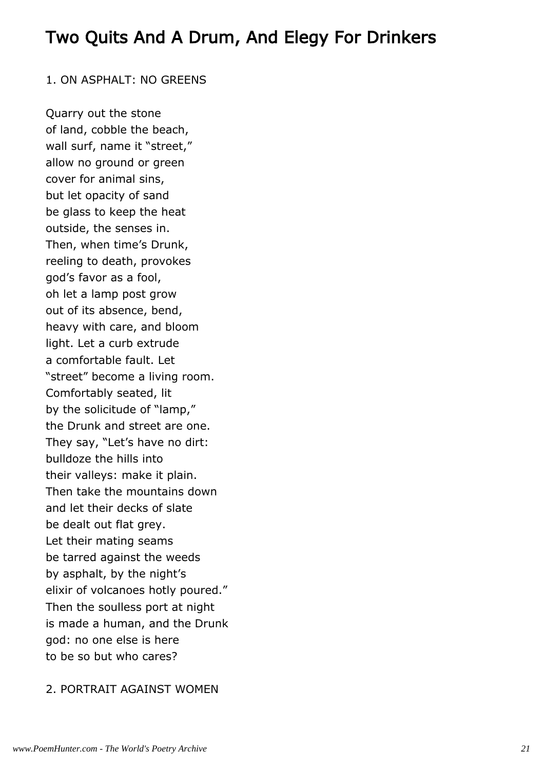# Two Quits And A Drum, And Elegy For Drinkers

1. ON ASPHALT: NO GREENS

Quarry out the stone  
of land, cobble the beach,  
wall surf, name it “street,”  
allow no ground or green  
cover for animal sins,  
but let opacity of sand  
be glass to keep the heat  
outside, the senses in.  
Then, when time’s Drunk,  
reeling to death, provokes  
god’s favor as a fool,  
oh let a lamp post grow  
out of its absence, bend,  
heavy with care, and bloom  
light. Let a curb extrude  
a comfortable fault. Let  
“street” become a living room.  
Comfortably seated, lit  
by the solicitude of “lamp,”  
the Drunk and street are one.  
They say, “Let’s have no dirt:  
bulldoze the hills into  
their valleys: make it plain.  
Then take the mountains down  
and let their decks of slate  
be dealt out flat grey.  
Let their mating seams  
be tarred against the weeds  
by asphalt, by the night’s  
elixir of volcanoes hotly poured.”  
Then the soulless port at night  
is made a human, and the Drunk  
god: no one else is here  
to be so but who cares?

2. PORTRAIT AGAINST WOMEN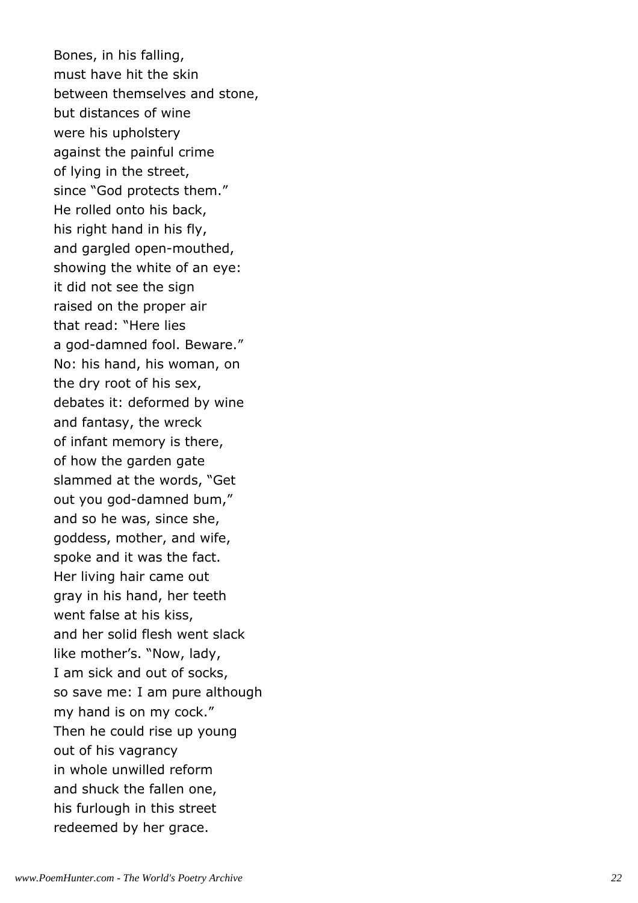Bones, in his falling,
must have hit the skin
between themselves and stone,
but distances of wine
were his upholstery
against the painful crime
of lying in the street,
since "God protects them."
He rolled onto his back,
his right hand in his fly,
and gargled open-mouthed,
showing the white of an eye:
it did not see the sign
raised on the proper air
that read: "Here lies
a god-damned fool. Beware."
No: his hand, his woman, on
the dry root of his sex,
debates it: deformed by wine
and fantasy, the wreck
of infant memory is there,
of how the garden gate
slammed at the words, "Get
out you god-damned bum,"
and so he was, since she,
goddess, mother, and wife,
spoke and it was the fact.
Her living hair came out
gray in his hand, her teeth
went false at his kiss,
and her solid flesh went slack
like mother's. "Now, lady,
I am sick and out of socks,
so save me: I am pure although
my hand is on my cock."
Then he could rise up young
out of his vagrancy
in whole unwilled reform
and shuck the fallen one,
his furlough in this street
redeemed by her grace.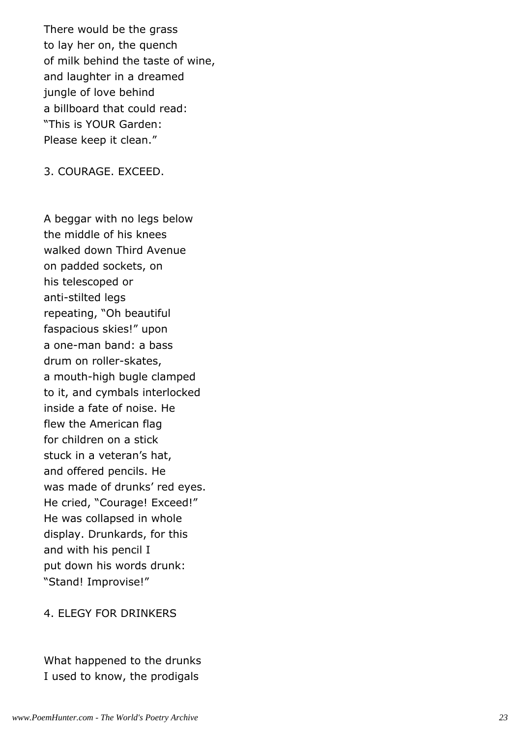There would be the grass  
to lay her on, the quench  
of milk behind the taste of wine,  
and laughter in a dreamed  
jungle of love behind  
a billboard that could read:  
“This is YOUR Garden:  
Please keep it clean.”

## 3. COURAGE. EXCEED.

A beggar with no legs below  
the middle of his knees  
walked down Third Avenue  
on padded sockets, on  
his telescoped or  
anti-stilted legs  
repeating, “Oh beautiful  
faspacious skies!” upon  
a one-man band: a bass  
drum on roller-skates,  
a mouth-high bugle clamped  
to it, and cymbals interlocked  
inside a fate of noise. He  
flew the American flag  
for children on a stick  
stuck in a veteran’s hat,  
and offered pencils. He  
was made of drunks’ red eyes.  
He cried, “Courage! Exceed!”  
He was collapsed in whole  
display. Drunkards, for this  
and with his pencil I  
put down his words drunk:  
“Stand! Improvise!”

## 4. ELEGY FOR DRINKERS

What happened to the drunks  
I used to know, the prodigals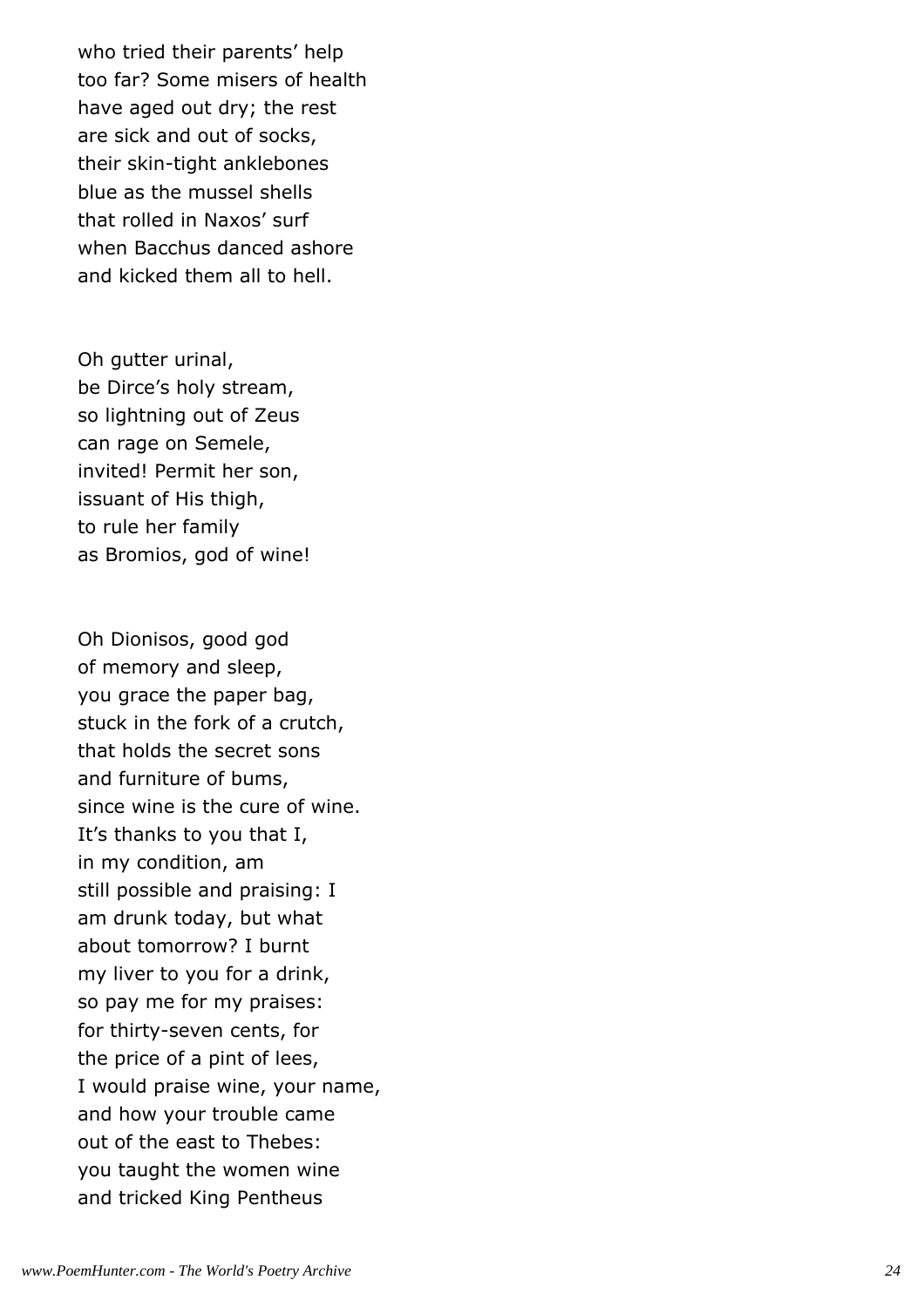who tried their parents' help
too far? Some misers of health
have aged out dry; the rest
are sick and out of socks,
their skin-tight anklebones
blue as the mussel shells
that rolled in Naxos' surf
when Bacchus danced ashore
and kicked them all to hell.

Oh gutter urinal,
be Dirce's holy stream,
so lightning out of Zeus
can rage on Semele,
invited! Permit her son,
issuant of His thigh,
to rule her family
as Bromios, god of wine!

Oh Dionisos, good god
of memory and sleep,
you grace the paper bag,
stuck in the fork of a crutch,
that holds the secret sons
and furniture of bums,
since wine is the cure of wine.
It's thanks to you that I,
in my condition, am
still possible and praising: I
am drunk today, but what
about tomorrow? I burnt
my liver to you for a drink,
so pay me for my praises:
for thirty-seven cents, for
the price of a pint of lees,
I would praise wine, your name,
and how your trouble came
out of the east to Thebes:
you taught the women wine
and tricked King Pentheus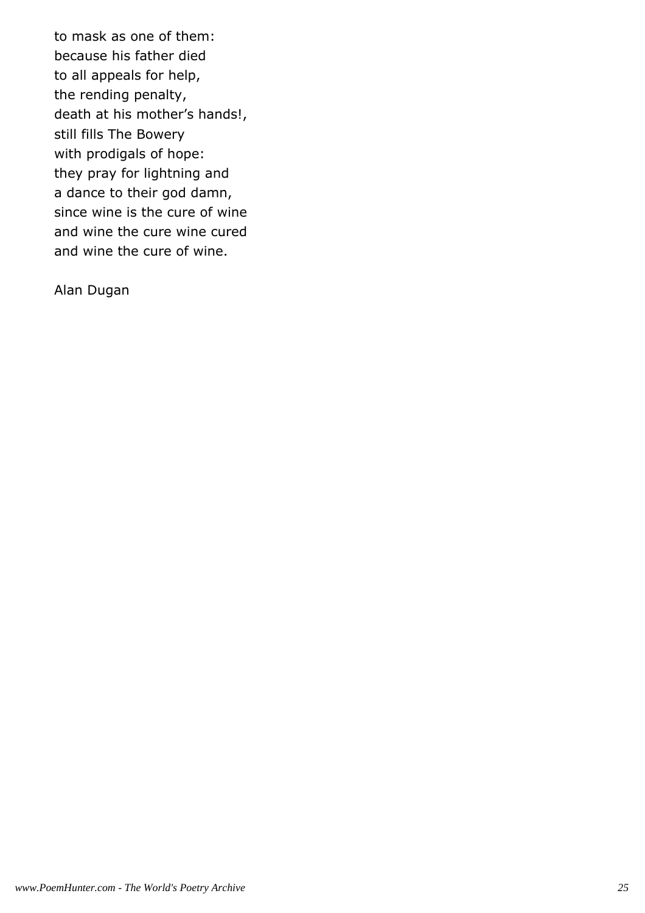to mask as one of them:  
because his father died  
to all appeals for help,  
the rending penalty,  
death at his mother's hands!,  
still fills The Bowery  
with prodigals of hope:  
they pray for lightning and  
a dance to their god damn,  
since wine is the cure of wine  
and wine the cure wine cured  
and wine the cure of wine.

Alan Dugan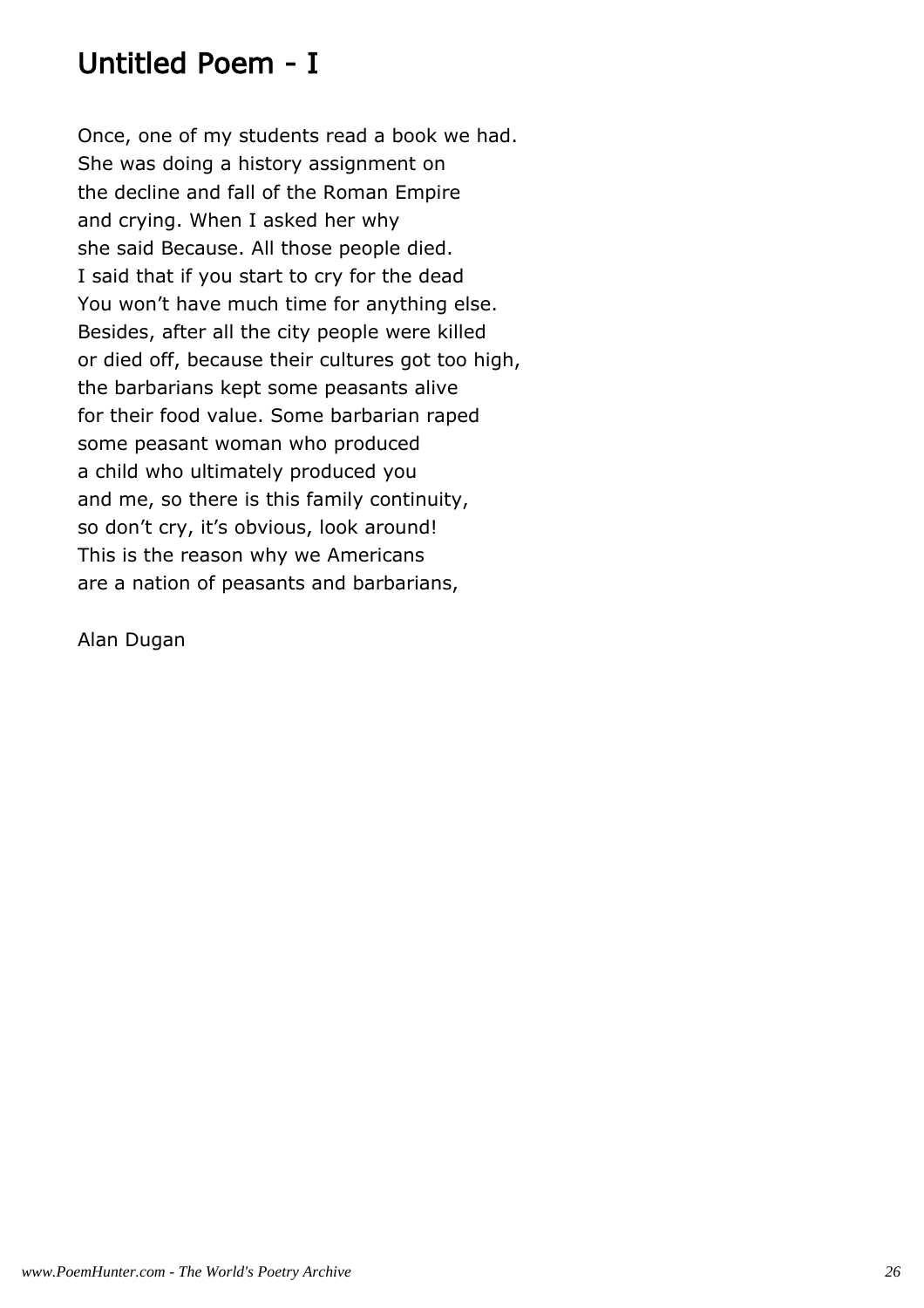## Untitled Poem - I

Once, one of my students read a book we had.  
She was doing a history assignment on  
the decline and fall of the Roman Empire  
and crying. When I asked her why  
she said Because. All those people died.  
I said that if you start to cry for the dead  
You won't have much time for anything else.  
Besides, after all the city people were killed  
or died off, because their cultures got too high,  
the barbarians kept some peasants alive  
for their food value. Some barbarian raped  
some peasant woman who produced  
a child who ultimately produced you  
and me, so there is this family continuity,  
so don't cry, it's obvious, look around!  
This is the reason why we Americans  
are a nation of peasants and barbarians,

Alan Dugan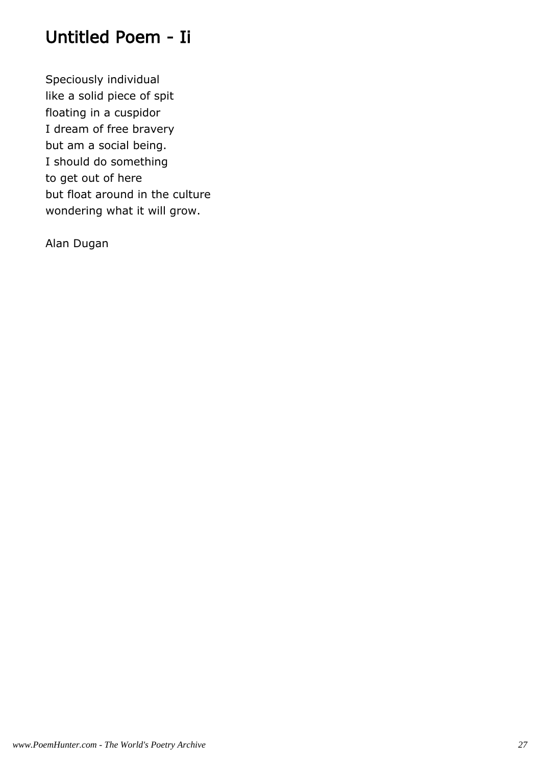# Untitled Poem - Ii

Speciously individual
like a solid piece of spit
floating in a cuspidor
I dream of free bravery
but am a social being.
I should do something
to get out of here
but float around in the culture
wondering what it will grow.

Alan Dugan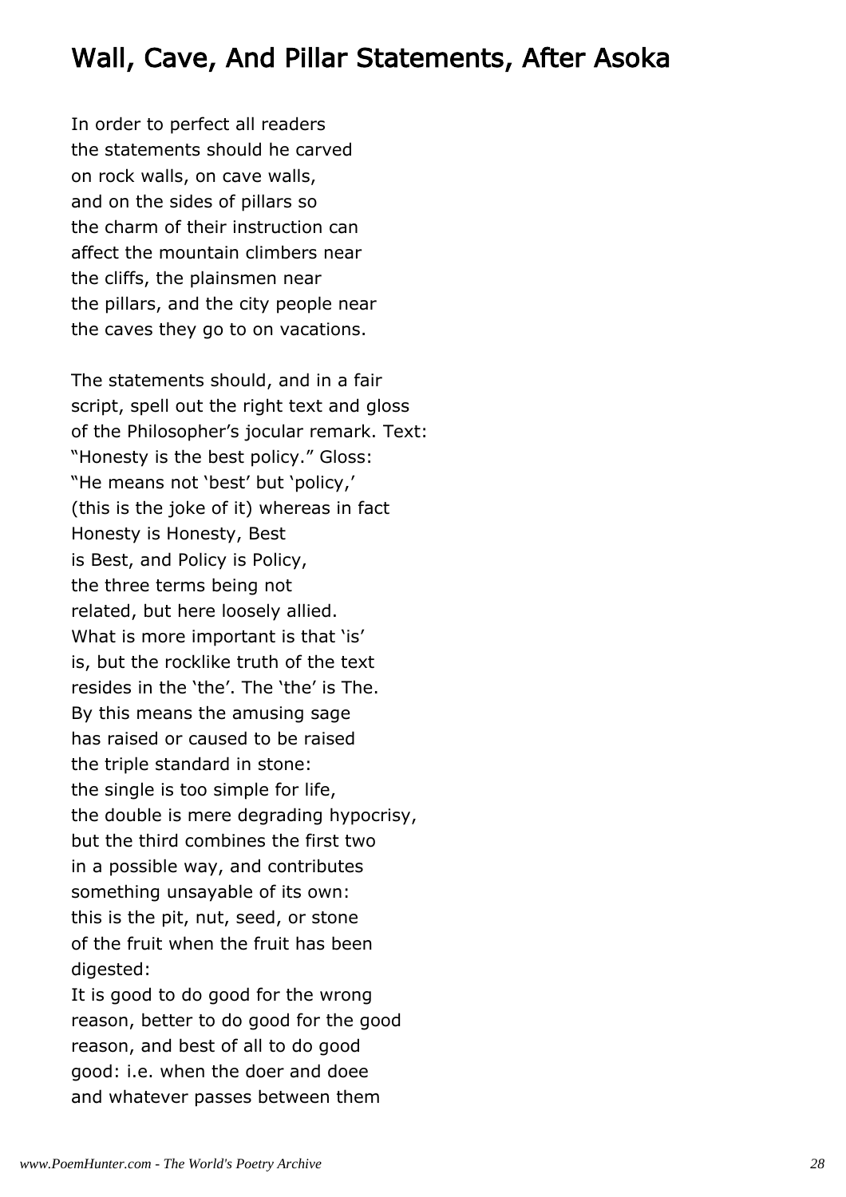## Wall, Cave, And Pillar Statements, After Asoka

In order to perfect all readers
the statements should he carved
on rock walls, on cave walls,
and on the sides of pillars so
the charm of their instruction can
affect the mountain climbers near
the cliffs, the plainsmen near
the pillars, and the city people near
the caves they go to on vacations.

The statements should, and in a fair
script, spell out the right text and gloss
of the Philosopher's jocular remark. Text:
"Honesty is the best policy." Gloss:
"He means not 'best' but 'policy,'
(this is the joke of it) whereas in fact
Honesty is Honesty, Best
is Best, and Policy is Policy,
the three terms being not
related, but here loosely allied.
What is more important is that 'is'
is, but the rocklike truth of the text
resides in the 'the'. The 'the' is The.
By this means the amusing sage
has raised or caused to be raised
the triple standard in stone:
the single is too simple for life,
the double is mere degrading hypocrisy,
but the third combines the first two
in a possible way, and contributes
something unsayable of its own:
this is the pit, nut, seed, or stone
of the fruit when the fruit has been
digested:
It is good to do good for the wrong
reason, better to do good for the good
reason, and best of all to do good
good: i.e. when the doer and doee
and whatever passes between them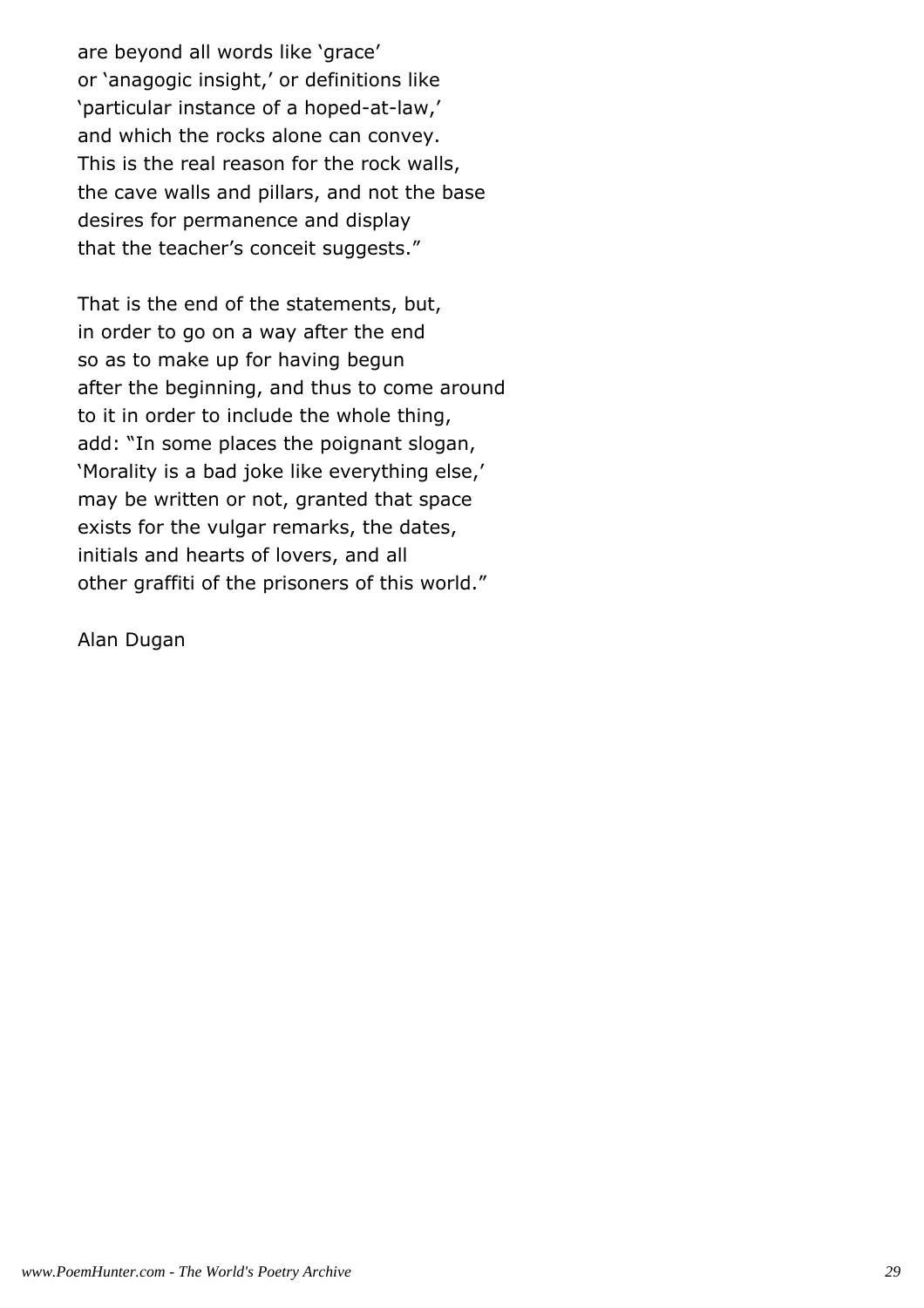are beyond all words like 'grace'
or 'anagogic insight,' or definitions like
'particular instance of a hoped-at-law,'
and which the rocks alone can convey.
This is the real reason for the rock walls,
the cave walls and pillars, and not the base
desires for permanence and display
that the teacher's conceit suggests."

That is the end of the statements, but,
in order to go on a way after the end
so as to make up for having begun
after the beginning, and thus to come around
to it in order to include the whole thing,
add: "In some places the poignant slogan,
'Morality is a bad joke like everything else,'
may be written or not, granted that space
exists for the vulgar remarks, the dates,
initials and hearts of lovers, and all
other graffiti of the prisoners of this world."

Alan Dugan